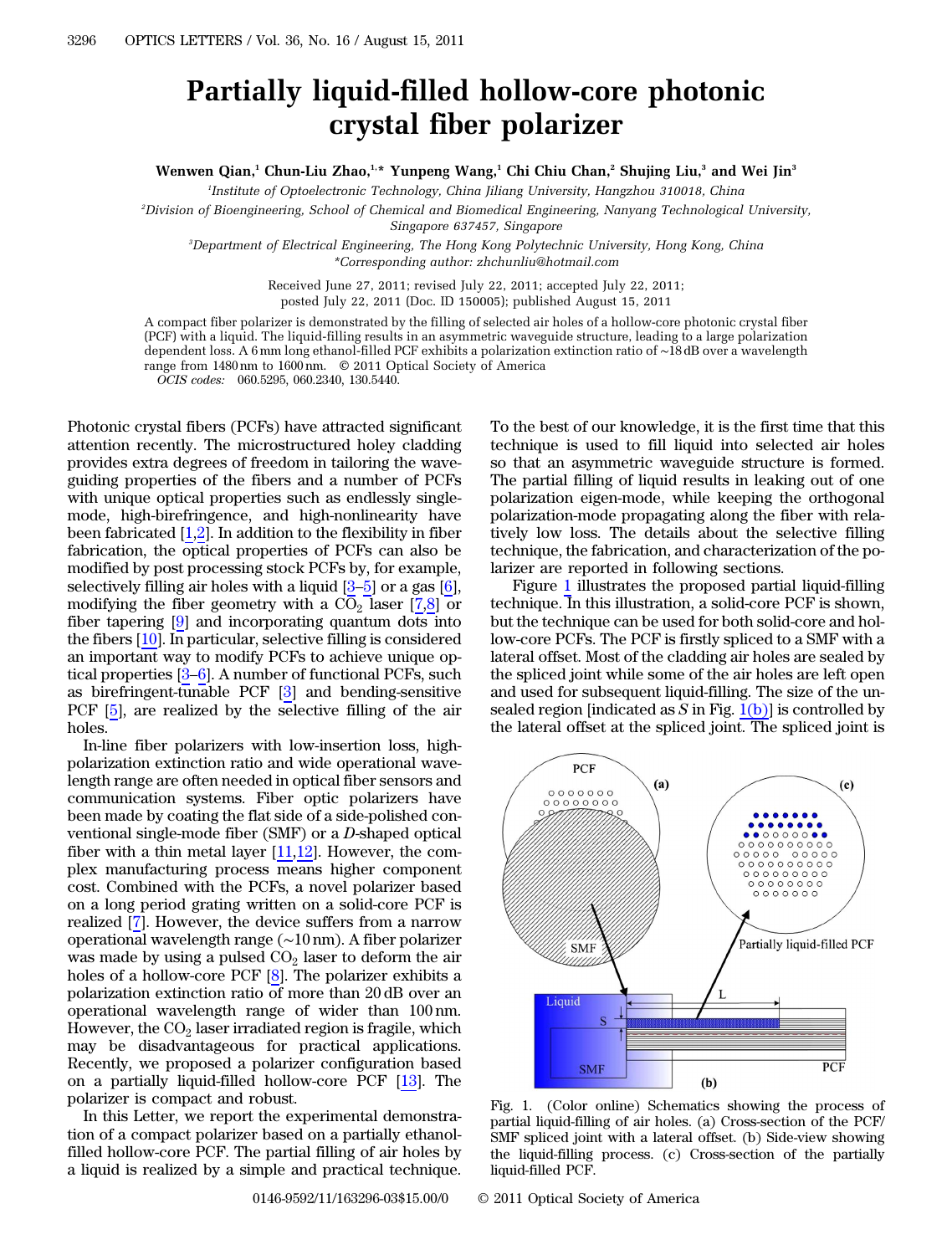# Partially liquid-filled hollow-core photonic crystal fiber polarizer

**Wenwen Qian,[1] Chun-Liu Zhao,[1,*] Yunpeng Wang,[1] Chi Chiu Chan,[2] Shujing Liu,[3] and Wei Jin[3]**

[1]*Institute of Optoelectronic Technology, China Jiliang University, Hangzhou 310018, China*

[2]*Division of Bioengineering, School of Chemical and Biomedical Engineering, Nanyang Technological University, Singapore 637457, Singapore*

[3]*Department of Electrical Engineering, The Hong Kong Polytechnic University, Hong Kong, China*

*\*Corresponding author: zhchunliu@hotmail.com*

Received June 27, 2011; revised July 22, 2011; accepted July 22, 2011; posted July 22, 2011 (Doc. ID 150005); published August 15, 2011

A compact fiber polarizer is demonstrated by the filling of selected air holes of a hollow-core photonic crystal fiber (PCF) with a liquid. The liquid-filling results in an asymmetric waveguide structure, leading to a large polarization dependent loss. A 6 mm long ethanol-filled PCF exhibits a polarization extinction ratio of ∼18 dB over a wavelength range from 1480 nm to 1600 nm. © 2011 Optical Society of America

*OCIS codes:* 060.5295, 060.2340, 130.5440.

Photonic crystal fibers (PCFs) have attracted significant attention recently. The microstructured holey cladding provides extra degrees of freedom in tailoring the waveguiding properties of the fibers and a number of PCFs with unique optical properties such as endlessly single-mode, high-birefringence, and high-nonlinearity have been fabricated [1,2]. In addition to the flexibility in fiber fabrication, the optical properties of PCFs can also be modified by post processing stock PCFs by, for example, selectively filling air holes with a liquid [3–5] or a gas [6], modifying the fiber geometry with a $CO_2$ laser [7,8] or fiber tapering [9] and incorporating quantum dots into the fibers [10]. In particular, selective filling is considered an important way to modify PCFs to achieve unique optical properties [3–6]. A number of functional PCFs, such as birefringent-tunable PCF [3] and bending-sensitive PCF [5], are realized by the selective filling of the air holes.

In-line fiber polarizers with low-insertion loss, high-polarization extinction ratio and wide operational wavelength range are often needed in optical fiber sensors and communication systems. Fiber optic polarizers have been made by coating the flat side of a side-polished conventional single-mode fiber (SMF) or a *D*-shaped optical fiber with a thin metal layer [11,12]. However, the complex manufacturing process means higher component cost. Combined with the PCFs, a novel polarizer based on a long period grating written on a solid-core PCF is realized [7]. However, the device suffers from a narrow operational wavelength range (∼10 nm). A fiber polarizer was made by using a pulsed $CO_2$ laser to deform the air holes of a hollow-core PCF [8]. The polarizer exhibits a polarization extinction ratio of more than 20 dB over an operational wavelength range of wider than 100 nm. However, the $CO_2$ laser irradiated region is fragile, which may be disadvantageous for practical applications. Recently, we proposed a polarizer configuration based on a partially liquid-filled hollow-core PCF [13]. The polarizer is compact and robust.

In this Letter, we report the experimental demonstration of a compact polarizer based on a partially ethanol-filled hollow-core PCF. The partial filling of air holes by a liquid is realized by a simple and practical technique. To the best of our knowledge, it is the first time that this technique is used to fill liquid into selected air holes so that an asymmetric waveguide structure is formed. The partial filling of liquid results in leaking out of one polarization eigen-mode, while keeping the orthogonal polarization-mode propagating along the fiber with relatively low loss. The details about the selective filling technique, the fabrication, and characterization of the polarizer are reported in following sections.

Figure 1 illustrates the proposed partial liquid-filling technique. In this illustration, a solid-core PCF is shown, but the technique can be used for both solid-core and hollow-core PCFs. The PCF is firstly spliced to a SMF with a lateral offset. Most of the cladding air holes are sealed by the spliced joint while some of the air holes are left open and used for subsequent liquid-filling. The size of the unsealed region [indicated as *S* in Fig. 1(b)] is controlled by the lateral offset at the spliced joint. The spliced joint is

Fig. 1. (Color online) Schematics showing the process of partial liquid-filling of air holes. (a) Cross-section of the PCF/SMF spliced joint with a lateral offset. (b) Side-view showing the liquid-filling process. (c) Cross-section of the partially liquid-filled PCF.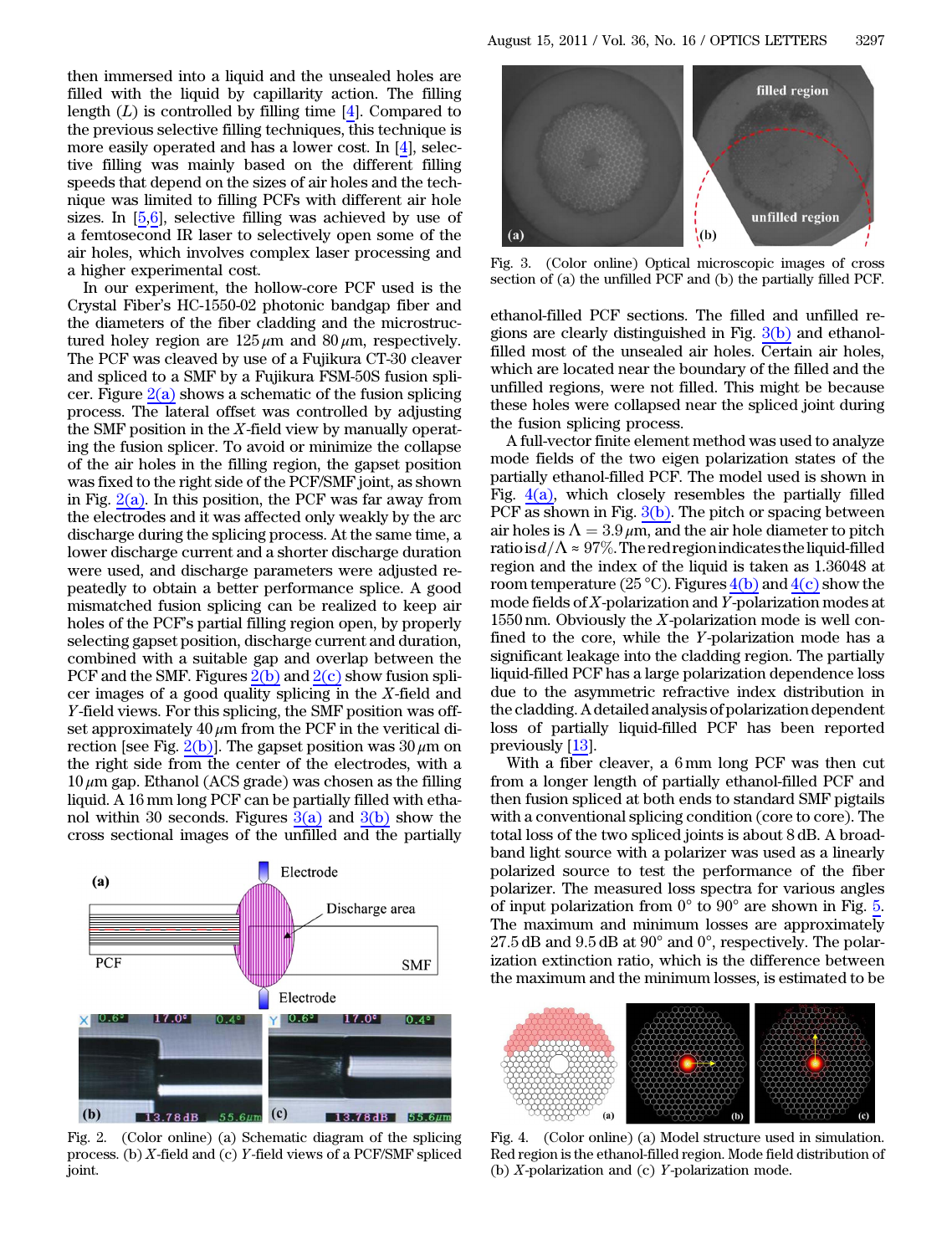then immersed into a liquid and the unsealed holes are filled with the liquid by capillarity action. The filling length ($L$) is controlled by filling time [4]. Compared to the previous selective filling techniques, this technique is more easily operated and has a lower cost. In [4], selective filling was mainly based on the different filling speeds that depend on the sizes of air holes and the technique was limited to filling PCFs with different air hole sizes. In [5,6], selective filling was achieved by use of a femtosecond IR laser to selectively open some of the air holes, which involves complex laser processing and a higher experimental cost.

In our experiment, the hollow-core PCF used is the Crystal Fiber's HC-1550-02 photonic bandgap fiber and the diameters of the fiber cladding and the microstructured holey region are 125 μm and 80 μm, respectively. The PCF was cleaved by use of a Fujikura CT-30 cleaver and spliced to a SMF by a Fujikura FSM-50S fusion splicer. Figure 2(a) shows a schematic of the fusion splicing process. The lateral offset was controlled by adjusting the SMF position in the $X$-field view by manually operating the fusion splicer. To avoid or minimize the collapse of the air holes in the filling region, the gapset position was fixed to the right side of the PCF/SMF joint, as shown in Fig. 2(a). In this position, the PCF was far away from the electrodes and it was affected only weakly by the arc discharge during the splicing process. At the same time, a lower discharge current and a shorter discharge duration were used, and discharge parameters were adjusted repeatedly to obtain a better performance splice. A good mismatched fusion splicing can be realized to keep air holes of the PCF's partial filling region open, by properly selecting gapset position, discharge current and duration, combined with a suitable gap and overlap between the PCF and the SMF. Figures 2(b) and 2(c) show fusion splicer images of a good quality splicing in the $X$-field and $Y$-field views. For this splicing, the SMF position was offset approximately 40 μm from the PCF in the veritical direction [see Fig. 2(b)]. The gapset position was 30 μm on the right side from the center of the electrodes, with a 10 μm gap. Ethanol (ACS grade) was chosen as the filling liquid. A 16 mm long PCF can be partially filled with ethanol within 30 seconds. Figures 3(a) and 3(b) show the cross sectional images of the unfilled and the partially ethanol-filled PCF sections. The filled and unfilled regions are clearly distinguished in Fig. 3(b) and ethanol-filled most of the unsealed air holes. Certain air holes, which are located near the boundary of the filled and the unfilled regions, were not filled. This might be because these holes were collapsed near the spliced joint during the fusion splicing process.

Fig. 2. (Color online) (a) Schematic diagram of the splicing process. (b) $X$-field and (c) $Y$-field views of a PCF/SMF spliced joint.

Fig. 3. (Color online) Optical microscopic images of cross section of (a) the unfilled PCF and (b) the partially filled PCF.

A full-vector finite element method was used to analyze mode fields of the two eigen polarization states of the partially ethanol-filled PCF. The model used is shown in Fig. 4(a), which closely resembles the partially filled PCF as shown in Fig. 3(b). The pitch or spacing between air holes is $\Lambda = 3.9$ μm, and the air hole diameter to pitch ratio is $d/\Lambda \approx 97\%$. The red region indicates the liquid-filled region and the index of the liquid is taken as 1.36048 at room temperature (25 °C). Figures 4(b) and 4(c) show the mode fields of $X$-polarization and $Y$-polarization modes at 1550 nm. Obviously the $X$-polarization mode is well confined to the core, while the $Y$-polarization mode has a significant leakage into the cladding region. The partially liquid-filled PCF has a large polarization dependence loss due to the asymmetric refractive index distribution in the cladding. A detailed analysis of polarization dependent loss of partially liquid-filled PCF has been reported previously [13].

With a fiber cleaver, a 6 mm long PCF was then cut from a longer length of partially ethanol-filled PCF and then fusion spliced at both ends to standard SMF pigtails with a conventional splicing condition (core to core). The total loss of the two spliced joints is about 8 dB. A broadband light source with a polarizer was used as a linearly polarized source to test the performance of the fiber polarizer. The measured loss spectra for various angles of input polarization from 0° to 90° are shown in Fig. 5. The maximum and minimum losses are approximately 27.5 dB and 9.5 dB at 90° and 0°, respectively. The polarization extinction ratio, which is the difference between the maximum and the minimum losses, is estimated to be

Fig. 4. (Color online) (a) Model structure used in simulation. Red region is the ethanol-filled region. Mode field distribution of (b) $X$-polarization and (c) $Y$-polarization mode.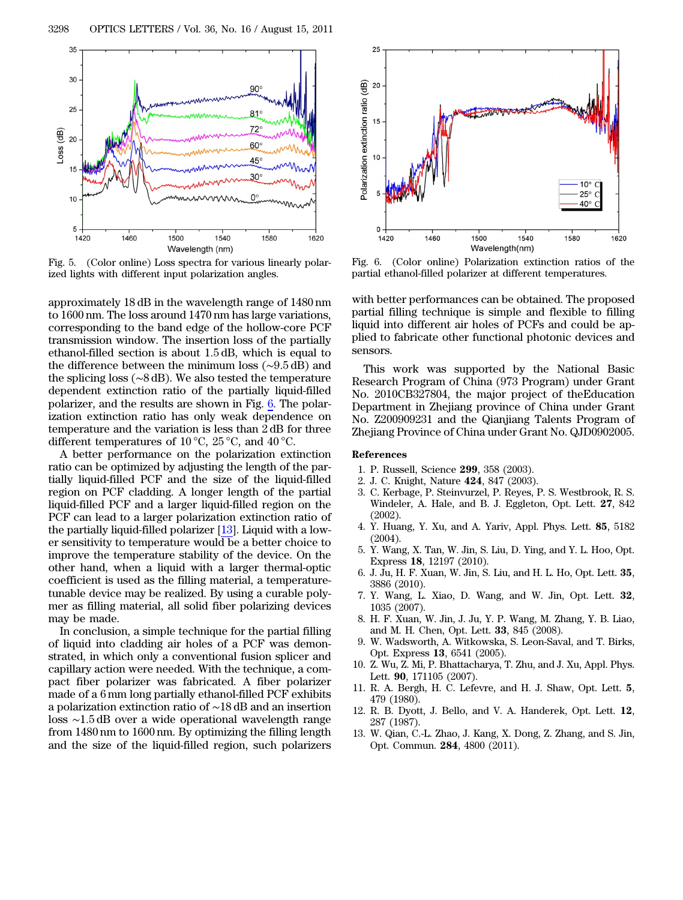35
30
25
20
15
10
5
Loss (dB)
1420
1460
1500
1540
1580
1620
Wavelength (nm)
90°
81°
72°
60°
45°
30°
0°

Fig. 5. (Color online) Loss spectra for various linearly polarized lights with different input polarization angles.

25
20
15
10
5
0
Polarization extinction ratio (dB)
1420
1460
1500
1540
1580
1620
Wavelength(nm)
10° C
25° C
40° C

Fig. 6. (Color online) Polarization extinction ratios of the partial ethanol-filled polarizer at different temperatures.

approximately 18 dB in the wavelength range of 1480 nm to 1600 nm. The loss around 1470 nm has large variations, corresponding to the band edge of the hollow-core PCF transmission window. The insertion loss of the partially ethanol-filled section is about 1.5 dB, which is equal to the difference between the minimum loss (∼9.5 dB) and the splicing loss (∼8 dB). We also tested the temperature dependent extinction ratio of the partially liquid-filled polarizer, and the results are shown in Fig. 6. The polarization extinction ratio has only weak dependence on temperature and the variation is less than 2 dB for three different temperatures of 10 °C, 25 °C, and 40 °C.

A better performance on the polarization extinction ratio can be optimized by adjusting the length of the partially liquid-filled PCF and the size of the liquid-filled region on PCF cladding. A longer length of the partial liquid-filled PCF and a larger liquid-filled region on the PCF can lead to a larger polarization extinction ratio of the partially liquid-filled polarizer [13]. Liquid with a lower sensitivity to temperature would be a better choice to improve the temperature stability of the device. On the other hand, when a liquid with a larger thermal-optic coefficient is used as the filling material, a temperature-tunable device may be realized. By using a curable polymer as filling material, all solid fiber polarizing devices may be made.

In conclusion, a simple technique for the partial filling of liquid into cladding air holes of a PCF was demonstrated, in which only a conventional fusion splicer and capillary action were needed. With the technique, a compact fiber polarizer was fabricated. A fiber polarizer made of a 6 mm long partially ethanol-filled PCF exhibits a polarization extinction ratio of ∼18 dB and an insertion loss ∼1.5 dB over a wide operational wavelength range from 1480 nm to 1600 nm. By optimizing the filling length and the size of the liquid-filled region, such polarizers with better performances can be obtained. The proposed partial filling technique is simple and flexible to filling liquid into different air holes of PCFs and could be applied to fabricate other functional photonic devices and sensors.

This work was supported by the National Basic Research Program of China (973 Program) under Grant No. 2010CB327804, the major project of theEducation Department in Zhejiang province of China under Grant No. Z200909231 and the Qianjiang Talents Program of Zhejiang Province of China under Grant No. QJD0902005.

## References

1. P. Russell, Science **299**, 358 (2003).
2. J. C. Knight, Nature **424**, 847 (2003).
3. C. Kerbage, P. Steinvurzel, P. Reyes, P. S. Westbrook, R. S. Windeler, A. Hale, and B. J. Eggleton, Opt. Lett. **27**, 842 (2002).
4. Y. Huang, Y. Xu, and A. Yariv, Appl. Phys. Lett. **85**, 5182 (2004).
5. Y. Wang, X. Tan, W. Jin, S. Liu, D. Ying, and Y. L. Hoo, Opt. Express **18**, 12197 (2010).
6. J. Ju, H. F. Xuan, W. Jin, S. Liu, and H. L. Ho, Opt. Lett. **35**, 3886 (2010).
7. Y. Wang, L. Xiao, D. Wang, and W. Jin, Opt. Lett. **32**, 1035 (2007).
8. H. F. Xuan, W. Jin, J. Ju, Y. P. Wang, M. Zhang, Y. B. Liao, and M. H. Chen, Opt. Lett. **33**, 845 (2008).
9. W. Wadsworth, A. Witkowska, S. Leon-Saval, and T. Birks, Opt. Express **13**, 6541 (2005).
10. Z. Wu, Z. Mi, P. Bhattacharya, T. Zhu, and J. Xu, Appl. Phys. Lett. **90**, 171105 (2007).
11. R. A. Bergh, H. C. Lefevre, and H. J. Shaw, Opt. Lett. **5**, 479 (1980).
12. R. B. Dyott, J. Bello, and V. A. Handerek, Opt. Lett. **12**, 287 (1987).
13. W. Qian, C.-L. Zhao, J. Kang, X. Dong, Z. Zhang, and S. Jin, Opt. Commun. **284**, 4800 (2011).